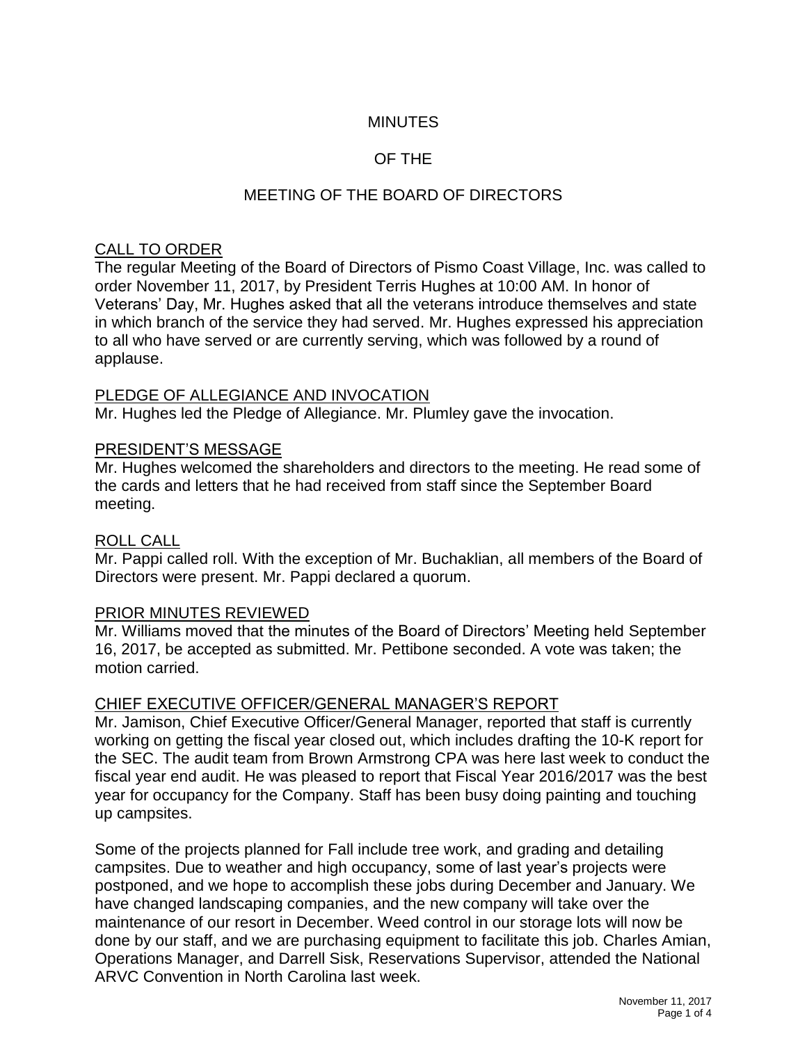# MINUTES

# OF THE

# MEETING OF THE BOARD OF DIRECTORS

## CALL TO ORDER

The regular Meeting of the Board of Directors of Pismo Coast Village, Inc. was called to order November 11, 2017, by President Terris Hughes at 10:00 AM. In honor of Veterans' Day, Mr. Hughes asked that all the veterans introduce themselves and state in which branch of the service they had served. Mr. Hughes expressed his appreciation to all who have served or are currently serving, which was followed by a round of applause.

## PLEDGE OF ALLEGIANCE AND INVOCATION

Mr. Hughes led the Pledge of Allegiance. Mr. Plumley gave the invocation.

## PRESIDENT'S MESSAGE

Mr. Hughes welcomed the shareholders and directors to the meeting. He read some of the cards and letters that he had received from staff since the September Board meeting.

## ROLL CALL

Mr. Pappi called roll. With the exception of Mr. Buchaklian, all members of the Board of Directors were present. Mr. Pappi declared a quorum.

## PRIOR MINUTES REVIEWED

Mr. Williams moved that the minutes of the Board of Directors' Meeting held September 16, 2017, be accepted as submitted. Mr. Pettibone seconded. A vote was taken; the motion carried.

## CHIEF EXECUTIVE OFFICER/GENERAL MANAGER'S REPORT

Mr. Jamison, Chief Executive Officer/General Manager, reported that staff is currently working on getting the fiscal year closed out, which includes drafting the 10-K report for the SEC. The audit team from Brown Armstrong CPA was here last week to conduct the fiscal year end audit. He was pleased to report that Fiscal Year 2016/2017 was the best year for occupancy for the Company. Staff has been busy doing painting and touching up campsites.

Some of the projects planned for Fall include tree work, and grading and detailing campsites. Due to weather and high occupancy, some of last year's projects were postponed, and we hope to accomplish these jobs during December and January. We have changed landscaping companies, and the new company will take over the maintenance of our resort in December. Weed control in our storage lots will now be done by our staff, and we are purchasing equipment to facilitate this job. Charles Amian, Operations Manager, and Darrell Sisk, Reservations Supervisor, attended the National ARVC Convention in North Carolina last week.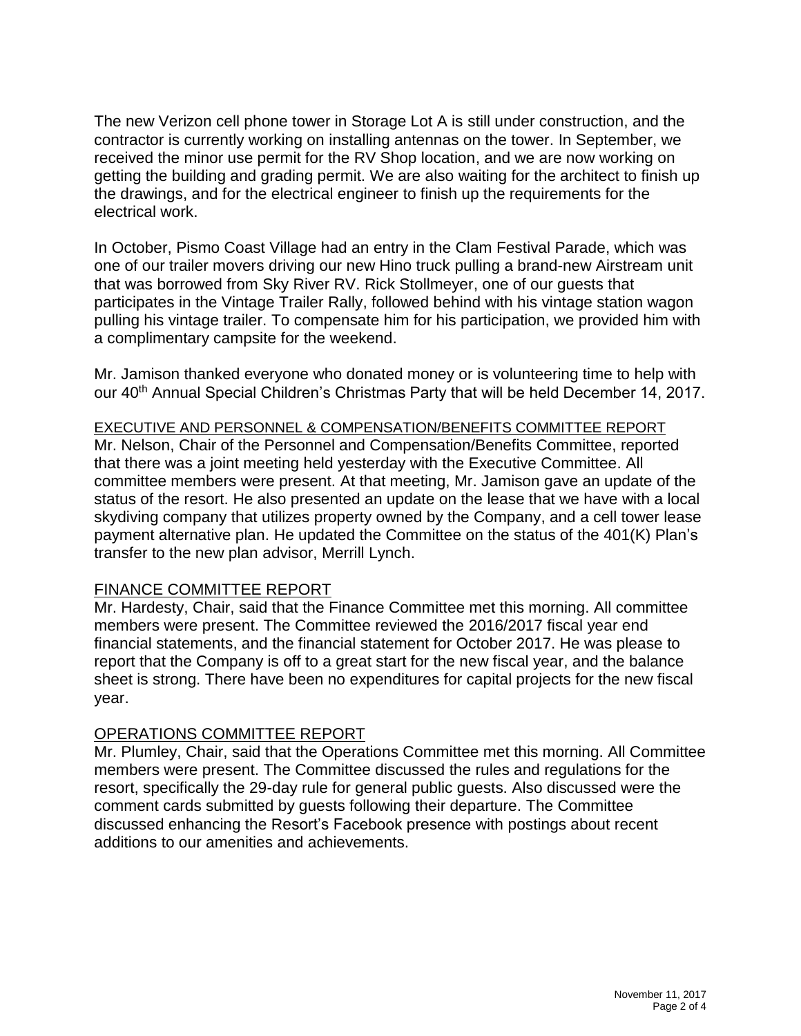The new Verizon cell phone tower in Storage Lot A is still under construction, and the contractor is currently working on installing antennas on the tower. In September, we received the minor use permit for the RV Shop location, and we are now working on getting the building and grading permit. We are also waiting for the architect to finish up the drawings, and for the electrical engineer to finish up the requirements for the electrical work.

In October, Pismo Coast Village had an entry in the Clam Festival Parade, which was one of our trailer movers driving our new Hino truck pulling a brand-new Airstream unit that was borrowed from Sky River RV. Rick Stollmeyer, one of our guests that participates in the Vintage Trailer Rally, followed behind with his vintage station wagon pulling his vintage trailer. To compensate him for his participation, we provided him with a complimentary campsite for the weekend.

Mr. Jamison thanked everyone who donated money or is volunteering time to help with our 40th Annual Special Children's Christmas Party that will be held December 14, 2017.

## EXECUTIVE AND PERSONNEL & COMPENSATION/BENEFITS COMMITTEE REPORT

Mr. Nelson, Chair of the Personnel and Compensation/Benefits Committee, reported that there was a joint meeting held yesterday with the Executive Committee. All committee members were present. At that meeting, Mr. Jamison gave an update of the status of the resort. He also presented an update on the lease that we have with a local skydiving company that utilizes property owned by the Company, and a cell tower lease payment alternative plan. He updated the Committee on the status of the 401(K) Plan's transfer to the new plan advisor, Merrill Lynch.

## FINANCE COMMITTEE REPORT

Mr. Hardesty, Chair, said that the Finance Committee met this morning. All committee members were present. The Committee reviewed the 2016/2017 fiscal year end financial statements, and the financial statement for October 2017. He was please to report that the Company is off to a great start for the new fiscal year, and the balance sheet is strong. There have been no expenditures for capital projects for the new fiscal year.

## OPERATIONS COMMITTEE REPORT

Mr. Plumley, Chair, said that the Operations Committee met this morning. All Committee members were present. The Committee discussed the rules and regulations for the resort, specifically the 29-day rule for general public guests. Also discussed were the comment cards submitted by guests following their departure. The Committee discussed enhancing the Resort's Facebook presence with postings about recent additions to our amenities and achievements.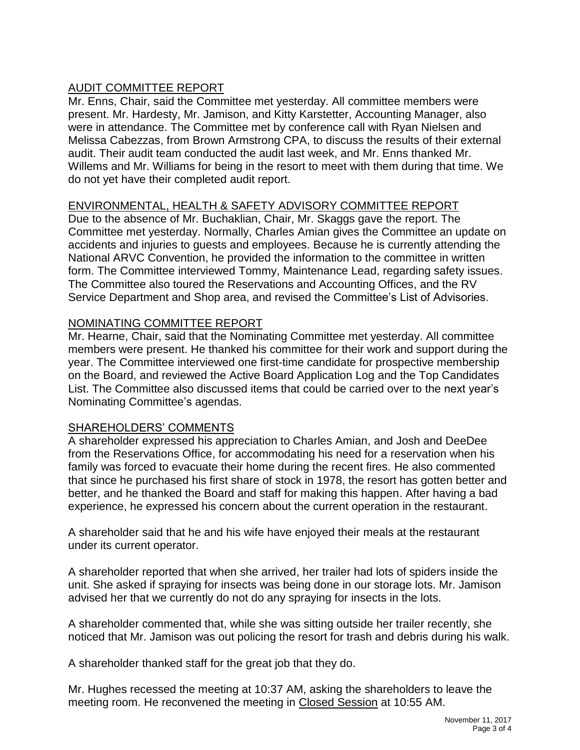## AUDIT COMMITTEE REPORT

Mr. Enns, Chair, said the Committee met yesterday. All committee members were present. Mr. Hardesty, Mr. Jamison, and Kitty Karstetter, Accounting Manager, also were in attendance. The Committee met by conference call with Ryan Nielsen and Melissa Cabezzas, from Brown Armstrong CPA, to discuss the results of their external audit. Their audit team conducted the audit last week, and Mr. Enns thanked Mr. Willems and Mr. Williams for being in the resort to meet with them during that time. We do not yet have their completed audit report.

## ENVIRONMENTAL, HEALTH & SAFETY ADVISORY COMMITTEE REPORT

Due to the absence of Mr. Buchaklian, Chair, Mr. Skaggs gave the report. The Committee met yesterday. Normally, Charles Amian gives the Committee an update on accidents and injuries to guests and employees. Because he is currently attending the National ARVC Convention, he provided the information to the committee in written form. The Committee interviewed Tommy, Maintenance Lead, regarding safety issues. The Committee also toured the Reservations and Accounting Offices, and the RV Service Department and Shop area, and revised the Committee's List of Advisories.

## NOMINATING COMMITTEE REPORT

Mr. Hearne, Chair, said that the Nominating Committee met yesterday. All committee members were present. He thanked his committee for their work and support during the year. The Committee interviewed one first-time candidate for prospective membership on the Board, and reviewed the Active Board Application Log and the Top Candidates List. The Committee also discussed items that could be carried over to the next year's Nominating Committee's agendas.

## SHAREHOLDERS' COMMENTS

A shareholder expressed his appreciation to Charles Amian, and Josh and DeeDee from the Reservations Office, for accommodating his need for a reservation when his family was forced to evacuate their home during the recent fires. He also commented that since he purchased his first share of stock in 1978, the resort has gotten better and better, and he thanked the Board and staff for making this happen. After having a bad experience, he expressed his concern about the current operation in the restaurant.

A shareholder said that he and his wife have enjoyed their meals at the restaurant under its current operator.

A shareholder reported that when she arrived, her trailer had lots of spiders inside the unit. She asked if spraying for insects was being done in our storage lots. Mr. Jamison advised her that we currently do not do any spraying for insects in the lots.

A shareholder commented that, while she was sitting outside her trailer recently, she noticed that Mr. Jamison was out policing the resort for trash and debris during his walk.

A shareholder thanked staff for the great job that they do.

Mr. Hughes recessed the meeting at 10:37 AM, asking the shareholders to leave the meeting room. He reconvened the meeting in Closed Session at 10:55 AM.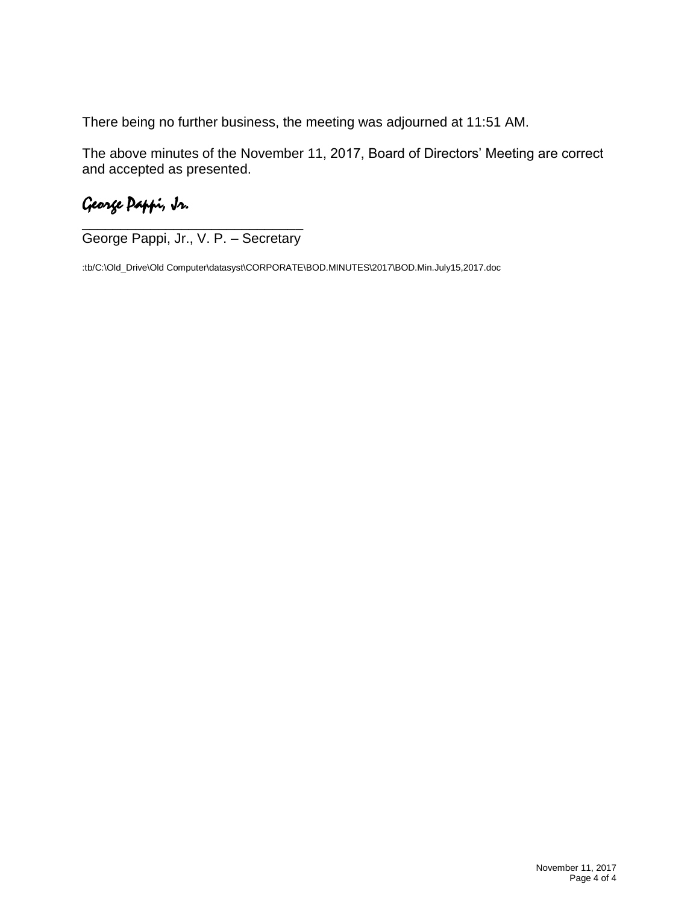There being no further business, the meeting was adjourned at 11:51 AM.

The above minutes of the November 11, 2017, Board of Directors' Meeting are correct and accepted as presented.

*George Pappi, Jr.*

______________________________

George Pappi, Jr., V. P. – Secretary

:tb/C:\Old_Drive\Old Computer\datasyst\CORPORATE\BOD.MINUTES\2017\BOD.Min.July15,2017.doc